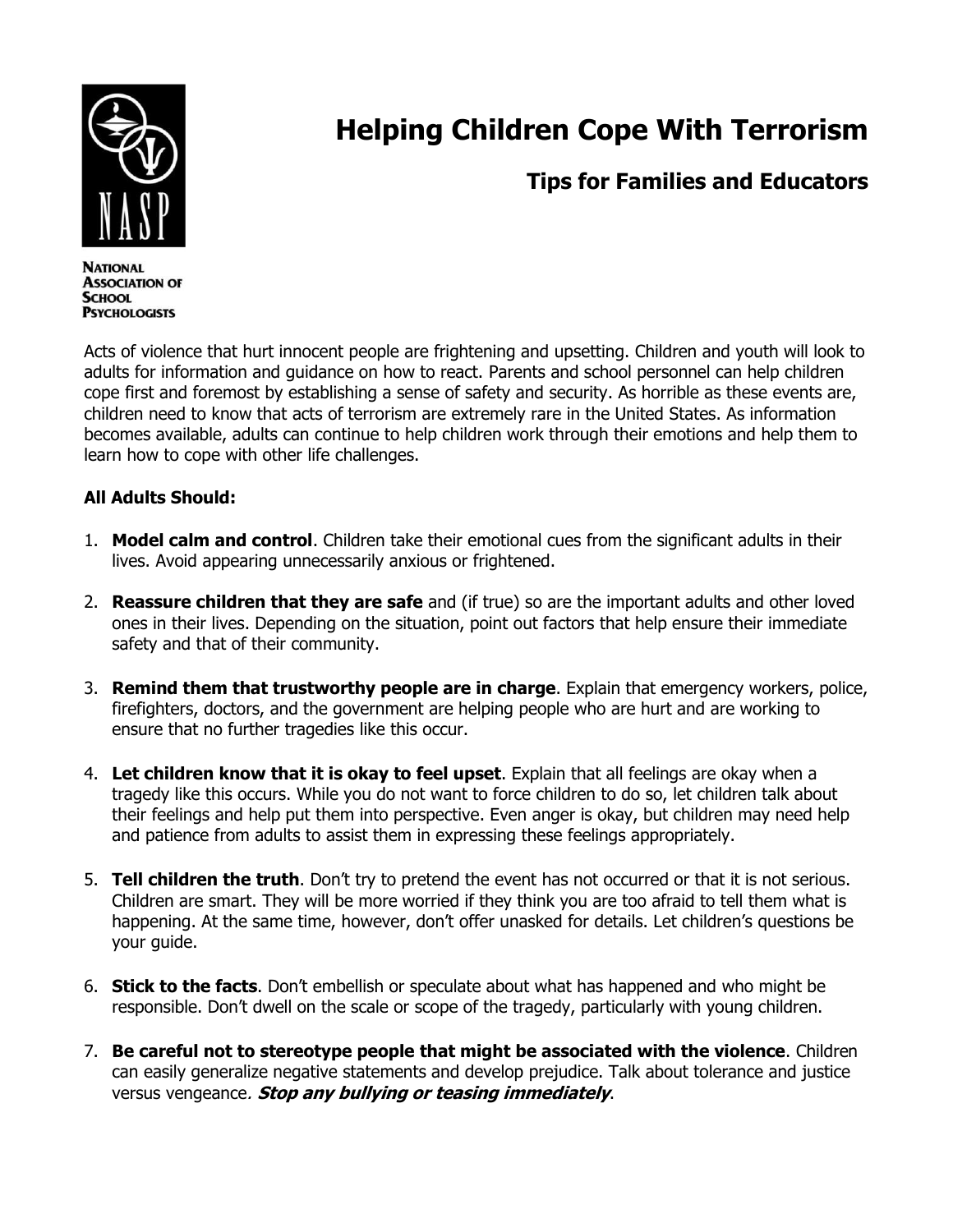NATIONAL ASSOCIATION OF SCHOOL PSYCHOLOGISTS

# Helping Children Cope With Terrorism

## Tips for Families and Educators

Acts of violence that hurt innocent people are frightening and upsetting. Children and youth will look to adults for information and guidance on how to react. Parents and school personnel can help children cope first and foremost by establishing a sense of safety and security. As horrible as these events are, children need to know that acts of terrorism are extremely rare in the United States. As information becomes available, adults can continue to help children work through their emotions and help them to learn how to cope with other life challenges.

**All Adults Should:**

1. **Model calm and control**. Children take their emotional cues from the significant adults in their lives. Avoid appearing unnecessarily anxious or frightened.

2. **Reassure children that they are safe** and (if true) so are the important adults and other loved ones in their lives. Depending on the situation, point out factors that help ensure their immediate safety and that of their community.

3. **Remind them that trustworthy people are in charge**. Explain that emergency workers, police, firefighters, doctors, and the government are helping people who are hurt and are working to ensure that no further tragedies like this occur.

4. **Let children know that it is okay to feel upset**. Explain that all feelings are okay when a tragedy like this occurs. While you do not want to force children to do so, let children talk about their feelings and help put them into perspective. Even anger is okay, but children may need help and patience from adults to assist them in expressing these feelings appropriately.

5. **Tell children the truth**. Don't try to pretend the event has not occurred or that it is not serious. Children are smart. They will be more worried if they think you are too afraid to tell them what is happening. At the same time, however, don't offer unasked for details. Let children's questions be your guide.

6. **Stick to the facts**. Don't embellish or speculate about what has happened and who might be responsible. Don't dwell on the scale or scope of the tragedy, particularly with young children.

7. **Be careful not to stereotype people that might be associated with the violence**. Children can easily generalize negative statements and develop prejudice. Talk about tolerance and justice versus vengeance. ***Stop any bullying or teasing immediately***.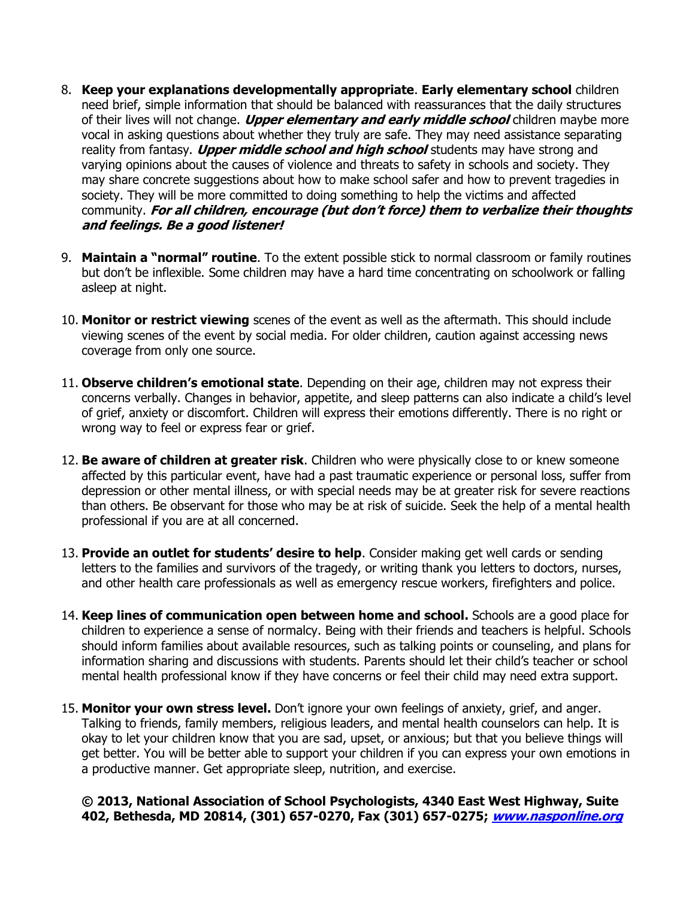8. **Keep your explanations developmentally appropriate**. **Early elementary school** children need brief, simple information that should be balanced with reassurances that the daily structures of their lives will not change. ***Upper elementary and early middle school*** children maybe more vocal in asking questions about whether they truly are safe. They may need assistance separating reality from fantasy. ***Upper middle school and high school*** students may have strong and varying opinions about the causes of violence and threats to safety in schools and society. They may share concrete suggestions about how to make school safer and how to prevent tragedies in society. They will be more committed to doing something to help the victims and affected community. ***For all children, encourage (but don't force) them to verbalize their thoughts and feelings. Be a good listener!***

9. **Maintain a "normal" routine**. To the extent possible stick to normal classroom or family routines but don't be inflexible. Some children may have a hard time concentrating on schoolwork or falling asleep at night.

10. **Monitor or restrict viewing** scenes of the event as well as the aftermath. This should include viewing scenes of the event by social media. For older children, caution against accessing news coverage from only one source.

11. **Observe children's emotional state**. Depending on their age, children may not express their concerns verbally. Changes in behavior, appetite, and sleep patterns can also indicate a child's level of grief, anxiety or discomfort. Children will express their emotions differently. There is no right or wrong way to feel or express fear or grief.

12. **Be aware of children at greater risk**. Children who were physically close to or knew someone affected by this particular event, have had a past traumatic experience or personal loss, suffer from depression or other mental illness, or with special needs may be at greater risk for severe reactions than others. Be observant for those who may be at risk of suicide. Seek the help of a mental health professional if you are at all concerned.

13. **Provide an outlet for students' desire to help**. Consider making get well cards or sending letters to the families and survivors of the tragedy, or writing thank you letters to doctors, nurses, and other health care professionals as well as emergency rescue workers, firefighters and police.

14. **Keep lines of communication open between home and school.** Schools are a good place for children to experience a sense of normalcy. Being with their friends and teachers is helpful. Schools should inform families about available resources, such as talking points or counseling, and plans for information sharing and discussions with students. Parents should let their child's teacher or school mental health professional know if they have concerns or feel their child may need extra support.

15. **Monitor your own stress level.** Don't ignore your own feelings of anxiety, grief, and anger. Talking to friends, family members, religious leaders, and mental health counselors can help. It is okay to let your children know that you are sad, upset, or anxious; but that you believe things will get better. You will be better able to support your children if you can express your own emotions in a productive manner. Get appropriate sleep, nutrition, and exercise.

**© 2013, National Association of School Psychologists, 4340 East West Highway, Suite 402, Bethesda, MD 20814, (301) 657-0270, Fax (301) 657-0275; *www.nasponline.org***